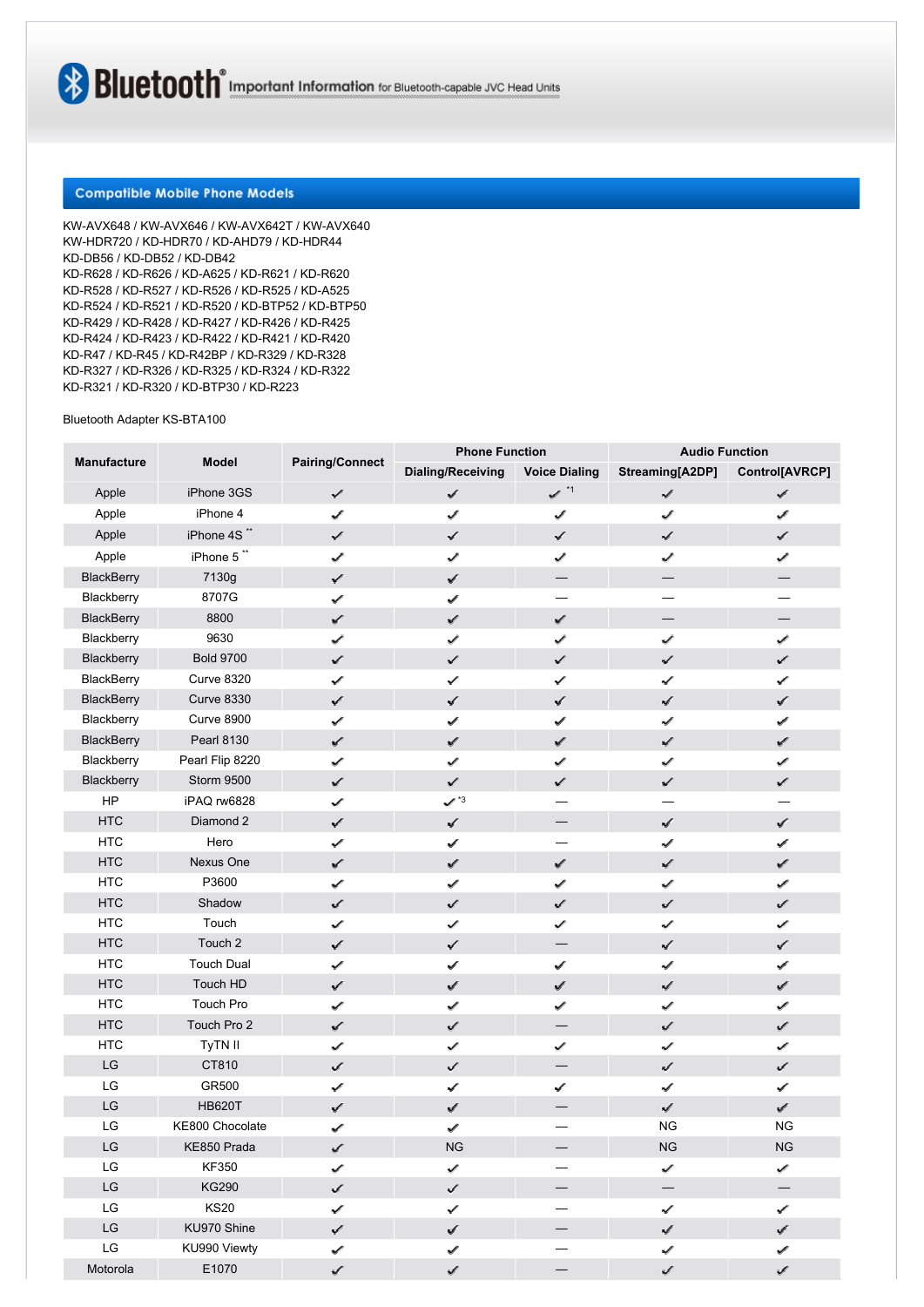# Bluetooth® Important Information for Bluetooth-capable JVC Head Units

## Compatible Mobile Phone Models

KW-AVX648 / KW-AVX646 / KW-AVX642T / KW-AVX640
KW-HDR720 / KD-HDR70 / KD-AHD79 / KD-HDR44
KD-DB56 / KD-DB52 / KD-DB42
KD-R628 / KD-R626 / KD-A625 / KD-R621 / KD-R620
KD-R528 / KD-R527 / KD-R526 / KD-R525 / KD-A525
KD-R524 / KD-R521 / KD-R520 / KD-BTP52 / KD-BTP50
KD-R429 / KD-R428 / KD-R427 / KD-R426 / KD-R425
KD-R424 / KD-R423 / KD-R422 / KD-R421 / KD-R420
KD-R47 / KD-R45 / KD-R42BP / KD-R329 / KD-R328
KD-R327 / KD-R326 / KD-R325 / KD-R324 / KD-R322
KD-R321 / KD-R320 / KD-BTP30 / KD-R223

Bluetooth Adapter KS-BTA100

| Manufacture | Model | Pairing/Connect | Phone Function | | Audio Function | |
|---|---|---|---|---|---|---|
| | | | Dialing/Receiving | Voice Dialing | Streaming[A2DP] | Control[AVRCP] |
| Apple | iPhone 3GS | ✓ | ✓ | ✓ *1 | ✓ | ✓ |
| Apple | iPhone 4 | ✓ | ✓ | ✓ | ✓ | ✓ |
| Apple | iPhone 4S ** | ✓ | ✓ | ✓ | ✓ | ✓ |
| Apple | iPhone 5 ** | ✓ | ✓ | ✓ | ✓ | ✓ |
| BlackBerry | 7130g | ✓ | ✓ | — | — | — |
| Blackberry | 8707G | ✓ | ✓ | — | — | — |
| BlackBerry | 8800 | ✓ | ✓ | ✓ | — | — |
| Blackberry | 9630 | ✓ | ✓ | ✓ | ✓ | ✓ |
| Blackberry | Bold 9700 | ✓ | ✓ | ✓ | ✓ | ✓ |
| BlackBerry | Curve 8320 | ✓ | ✓ | ✓ | ✓ | ✓ |
| BlackBerry | Curve 8330 | ✓ | ✓ | ✓ | ✓ | ✓ |
| Blackberry | Curve 8900 | ✓ | ✓ | ✓ | ✓ | ✓ |
| BlackBerry | Pearl 8130 | ✓ | ✓ | ✓ | ✓ | ✓ |
| Blackberry | Pearl Flip 8220 | ✓ | ✓ | ✓ | ✓ | ✓ |
| Blackberry | Storm 9500 | ✓ | ✓ | ✓ | ✓ | ✓ |
| HP | iPAQ rw6828 | ✓ | ✓ *3 | — | — | — |
| HTC | Diamond 2 | ✓ | ✓ | — | ✓ | ✓ |
| HTC | Hero | ✓ | ✓ | — | ✓ | ✓ |
| HTC | Nexus One | ✓ | ✓ | ✓ | ✓ | ✓ |
| HTC | P3600 | ✓ | ✓ | ✓ | ✓ | ✓ |
| HTC | Shadow | ✓ | ✓ | ✓ | ✓ | ✓ |
| HTC | Touch | ✓ | ✓ | ✓ | ✓ | ✓ |
| HTC | Touch 2 | ✓ | ✓ | — | ✓ | ✓ |
| HTC | Touch Dual | ✓ | ✓ | ✓ | ✓ | ✓ |
| HTC | Touch HD | ✓ | ✓ | ✓ | ✓ | ✓ |
| HTC | Touch Pro | ✓ | ✓ | ✓ | ✓ | ✓ |
| HTC | Touch Pro 2 | ✓ | ✓ | — | ✓ | ✓ |
| HTC | TyTN II | ✓ | ✓ | ✓ | ✓ | ✓ |
| LG | CT810 | ✓ | ✓ | — | ✓ | ✓ |
| LG | GR500 | ✓ | ✓ | ✓ | ✓ | ✓ |
| LG | HB620T | ✓ | ✓ | — | ✓ | ✓ |
| LG | KE800 Chocolate | ✓ | ✓ | — | NG | NG |
| LG | KE850 Prada | ✓ | NG | — | NG | NG |
| LG | KF350 | ✓ | ✓ | — | ✓ | ✓ |
| LG | KG290 | ✓ | ✓ | — | — | — |
| LG | KS20 | ✓ | ✓ | — | ✓ | ✓ |
| LG | KU970 Shine | ✓ | ✓ | — | ✓ | ✓ |
| LG | KU990 Viewty | ✓ | ✓ | — | ✓ | ✓ |
| Motorola | E1070 | ✓ | ✓ | — | ✓ | ✓ |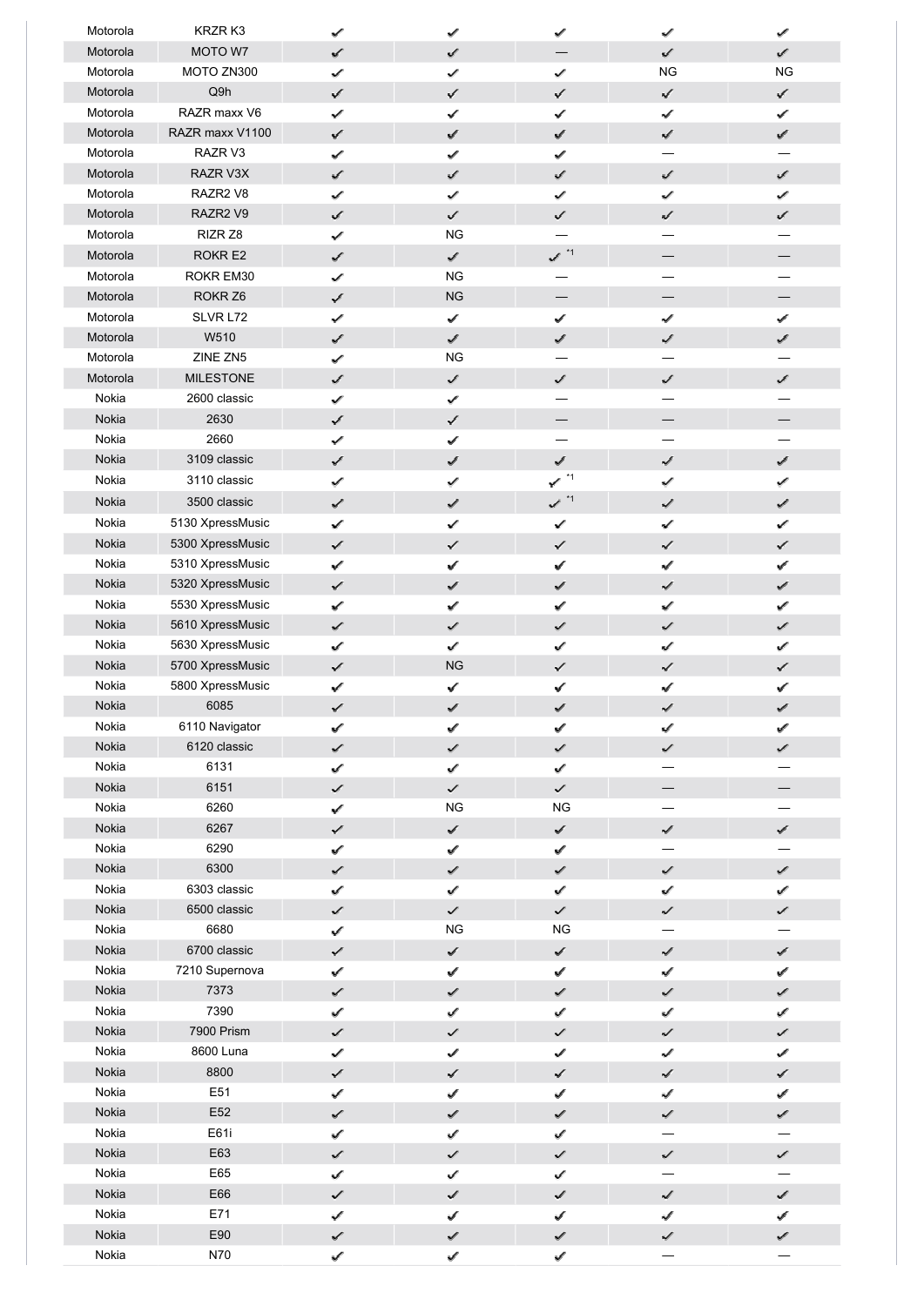| Motorola | KRZR K3 | ✓ | ✓ | ✓ | ✓ | ✓ |
|---|---|---|---|---|---|---|
| Motorola | MOTO W7 | ✓ | ✓ | — | ✓ | ✓ |
| Motorola | MOTO ZN300 | ✓ | ✓ | ✓ | NG | NG |
| Motorola | Q9h | ✓ | ✓ | ✓ | ✓ | ✓ |
| Motorola | RAZR maxx V6 | ✓ | ✓ | ✓ | ✓ | ✓ |
| Motorola | RAZR maxx V1100 | ✓ | ✓ | ✓ | ✓ | ✓ |
| Motorola | RAZR V3 | ✓ | ✓ | ✓ | — | — |
| Motorola | RAZR V3X | ✓ | ✓ | ✓ | ✓ | ✓ |
| Motorola | RAZR2 V8 | ✓ | ✓ | ✓ | ✓ | ✓ |
| Motorola | RAZR2 V9 | ✓ | ✓ | ✓ | ✓ | ✓ |
| Motorola | RIZR Z8 | ✓ | NG | — | — | — |
| Motorola | ROKR E2 | ✓ | ✓ | ✓ *1 | — | — |
| Motorola | ROKR EM30 | ✓ | NG | — | — | — |
| Motorola | ROKR Z6 | ✓ | NG | — | — | — |
| Motorola | SLVR L72 | ✓ | ✓ | ✓ | ✓ | ✓ |
| Motorola | W510 | ✓ | ✓ | ✓ | ✓ | ✓ |
| Motorola | ZINE ZN5 | ✓ | NG | — | — | — |
| Motorola | MILESTONE | ✓ | ✓ | ✓ | ✓ | ✓ |
| Nokia | 2600 classic | ✓ | ✓ | — | — | — |
| Nokia | 2630 | ✓ | ✓ | — | — | — |
| Nokia | 2660 | ✓ | ✓ | — | — | — |
| Nokia | 3109 classic | ✓ | ✓ | ✓ | ✓ | ✓ |
| Nokia | 3110 classic | ✓ | ✓ | ✓ *1 | ✓ | ✓ |
| Nokia | 3500 classic | ✓ | ✓ | ✓ *1 | ✓ | ✓ |
| Nokia | 5130 XpressMusic | ✓ | ✓ | ✓ | ✓ | ✓ |
| Nokia | 5300 XpressMusic | ✓ | ✓ | ✓ | ✓ | ✓ |
| Nokia | 5310 XpressMusic | ✓ | ✓ | ✓ | ✓ | ✓ |
| Nokia | 5320 XpressMusic | ✓ | ✓ | ✓ | ✓ | ✓ |
| Nokia | 5530 XpressMusic | ✓ | ✓ | ✓ | ✓ | ✓ |
| Nokia | 5610 XpressMusic | ✓ | ✓ | ✓ | ✓ | ✓ |
| Nokia | 5630 XpressMusic | ✓ | ✓ | ✓ | ✓ | ✓ |
| Nokia | 5700 XpressMusic | ✓ | NG | ✓ | ✓ | ✓ |
| Nokia | 5800 XpressMusic | ✓ | ✓ | ✓ | ✓ | ✓ |
| Nokia | 6085 | ✓ | ✓ | ✓ | ✓ | ✓ |
| Nokia | 6110 Navigator | ✓ | ✓ | ✓ | ✓ | ✓ |
| Nokia | 6120 classic | ✓ | ✓ | ✓ | ✓ | ✓ |
| Nokia | 6131 | ✓ | ✓ | ✓ | — | — |
| Nokia | 6151 | ✓ | ✓ | ✓ | — | — |
| Nokia | 6260 | ✓ | NG | NG | — | — |
| Nokia | 6267 | ✓ | ✓ | ✓ | ✓ | ✓ |
| Nokia | 6290 | ✓ | ✓ | ✓ | — | — |
| Nokia | 6300 | ✓ | ✓ | ✓ | ✓ | ✓ |
| Nokia | 6303 classic | ✓ | ✓ | ✓ | ✓ | ✓ |
| Nokia | 6500 classic | ✓ | ✓ | ✓ | ✓ | ✓ |
| Nokia | 6680 | ✓ | NG | NG | — | — |
| Nokia | 6700 classic | ✓ | ✓ | ✓ | ✓ | ✓ |
| Nokia | 7210 Supernova | ✓ | ✓ | ✓ | ✓ | ✓ |
| Nokia | 7373 | ✓ | ✓ | ✓ | ✓ | ✓ |
| Nokia | 7390 | ✓ | ✓ | ✓ | ✓ | ✓ |
| Nokia | 7900 Prism | ✓ | ✓ | ✓ | ✓ | ✓ |
| Nokia | 8600 Luna | ✓ | ✓ | ✓ | ✓ | ✓ |
| Nokia | 8800 | ✓ | ✓ | ✓ | ✓ | ✓ |
| Nokia | E51 | ✓ | ✓ | ✓ | ✓ | ✓ |
| Nokia | E52 | ✓ | ✓ | ✓ | ✓ | ✓ |
| Nokia | E61i | ✓ | ✓ | ✓ | — | — |
| Nokia | E63 | ✓ | ✓ | ✓ | ✓ | ✓ |
| Nokia | E65 | ✓ | ✓ | ✓ | — | — |
| Nokia | E66 | ✓ | ✓ | ✓ | ✓ | ✓ |
| Nokia | E71 | ✓ | ✓ | ✓ | ✓ | ✓ |
| Nokia | E90 | ✓ | ✓ | ✓ | ✓ | ✓ |
| Nokia | N70 | ✓ | ✓ | ✓ | — | — |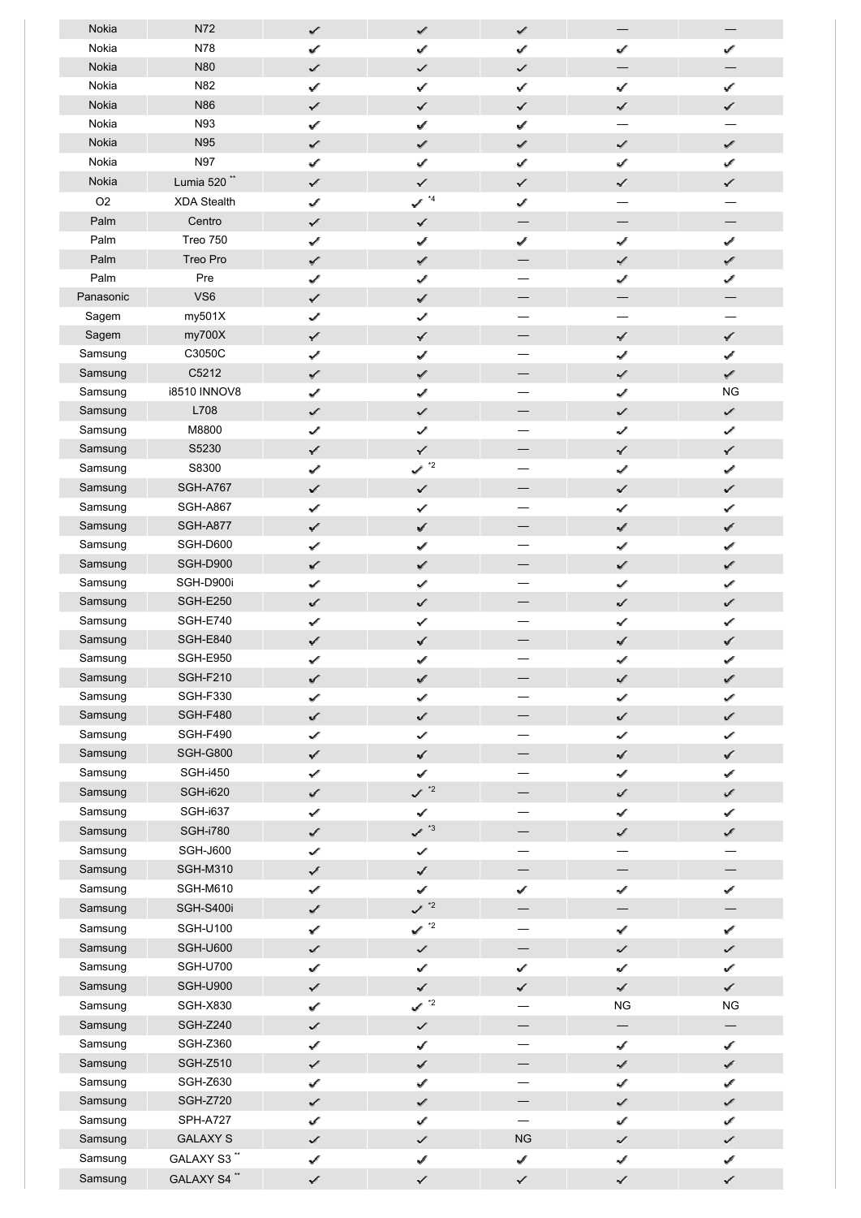| | | | | | | |
|---|---|---|---|---|---|---|
| Nokia | N72 | ✔ | ✔ | ✔ | — | — |
| Nokia | N78 | ✔ | ✔ | ✔ | ✔ | ✔ |
| Nokia | N80 | ✔ | ✔ | ✔ | — | — |
| Nokia | N82 | ✔ | ✔ | ✔ | ✔ | ✔ |
| Nokia | N86 | ✔ | ✔ | ✔ | ✔ | ✔ |
| Nokia | N93 | ✔ | ✔ | ✔ | — | — |
| Nokia | N95 | ✔ | ✔ | ✔ | ✔ | ✔ |
| Nokia | N97 | ✔ | ✔ | ✔ | ✔ | ✔ |
| Nokia | Lumia 520 ** | ✔ | ✔ | ✔ | ✔ | ✔ |
| O2 | XDA Stealth | ✔ | ✔ *4 | ✔ | — | — |
| Palm | Centro | ✔ | ✔ | — | — | — |
| Palm | Treo 750 | ✔ | ✔ | ✔ | ✔ | ✔ |
| Palm | Treo Pro | ✔ | ✔ | — | ✔ | ✔ |
| Palm | Pre | ✔ | ✔ | — | ✔ | ✔ |
| Panasonic | VS6 | ✔ | ✔ | — | — | — |
| Sagem | my501X | ✔ | ✔ | — | — | — |
| Sagem | my700X | ✔ | ✔ | — | ✔ | ✔ |
| Samsung | C3050C | ✔ | ✔ | — | ✔ | ✔ |
| Samsung | C5212 | ✔ | ✔ | — | ✔ | ✔ |
| Samsung | i8510 INNOV8 | ✔ | ✔ | — | ✔ | NG |
| Samsung | L708 | ✔ | ✔ | — | ✔ | ✔ |
| Samsung | M8800 | ✔ | ✔ | — | ✔ | ✔ |
| Samsung | S5230 | ✔ | ✔ | — | ✔ | ✔ |
| Samsung | S8300 | ✔ | ✔ *2 | — | ✔ | ✔ |
| Samsung | SGH-A767 | ✔ | ✔ | — | ✔ | ✔ |
| Samsung | SGH-A867 | ✔ | ✔ | — | ✔ | ✔ |
| Samsung | SGH-A877 | ✔ | ✔ | — | ✔ | ✔ |
| Samsung | SGH-D600 | ✔ | ✔ | — | ✔ | ✔ |
| Samsung | SGH-D900 | ✔ | ✔ | — | ✔ | ✔ |
| Samsung | SGH-D900i | ✔ | ✔ | — | ✔ | ✔ |
| Samsung | SGH-E250 | ✔ | ✔ | — | ✔ | ✔ |
| Samsung | SGH-E740 | ✔ | ✔ | — | ✔ | ✔ |
| Samsung | SGH-E840 | ✔ | ✔ | — | ✔ | ✔ |
| Samsung | SGH-E950 | ✔ | ✔ | — | ✔ | ✔ |
| Samsung | SGH-F210 | ✔ | ✔ | — | ✔ | ✔ |
| Samsung | SGH-F330 | ✔ | ✔ | — | ✔ | ✔ |
| Samsung | SGH-F480 | ✔ | ✔ | — | ✔ | ✔ |
| Samsung | SGH-F490 | ✔ | ✔ | — | ✔ | ✔ |
| Samsung | SGH-G800 | ✔ | ✔ | — | ✔ | ✔ |
| Samsung | SGH-i450 | ✔ | ✔ | — | ✔ | ✔ |
| Samsung | SGH-i620 | ✔ | ✔ *2 | — | ✔ | ✔ |
| Samsung | SGH-i637 | ✔ | ✔ | — | ✔ | ✔ |
| Samsung | SGH-i780 | ✔ | ✔ *3 | — | ✔ | ✔ |
| Samsung | SGH-J600 | ✔ | ✔ | — | — | — |
| Samsung | SGH-M310 | ✔ | ✔ | — | — | — |
| Samsung | SGH-M610 | ✔ | ✔ | ✔ | ✔ | ✔ |
| Samsung | SGH-S400i | ✔ | ✔ *2 | — | — | — |
| Samsung | SGH-U100 | ✔ | ✔ *2 | — | ✔ | ✔ |
| Samsung | SGH-U600 | ✔ | ✔ | — | ✔ | ✔ |
| Samsung | SGH-U700 | ✔ | ✔ | ✔ | ✔ | ✔ |
| Samsung | SGH-U900 | ✔ | ✔ | ✔ | ✔ | ✔ |
| Samsung | SGH-X830 | ✔ | ✔ *2 | — | NG | NG |
| Samsung | SGH-Z240 | ✔ | ✔ | — | — | — |
| Samsung | SGH-Z360 | ✔ | ✔ | — | ✔ | ✔ |
| Samsung | SGH-Z510 | ✔ | ✔ | — | ✔ | ✔ |
| Samsung | SGH-Z630 | ✔ | ✔ | — | ✔ | ✔ |
| Samsung | SGH-Z720 | ✔ | ✔ | — | ✔ | ✔ |
| Samsung | SPH-A727 | ✔ | ✔ | — | ✔ | ✔ |
| Samsung | GALAXY S | ✔ | ✔ | NG | ✔ | ✔ |
| Samsung | GALAXY S3 ** | ✔ | ✔ | ✔ | ✔ | ✔ |
| Samsung | GALAXY S4 ** | ✔ | ✔ | ✔ | ✔ | ✔ |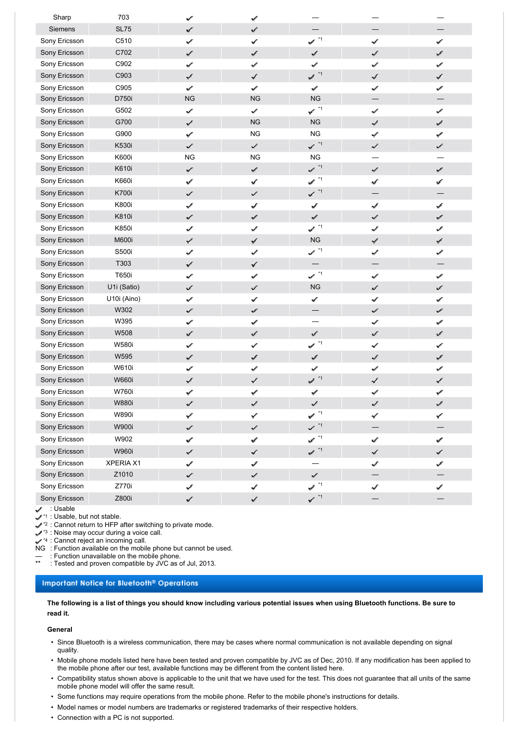| | | | | | | |
|---|---|---|---|---|---|---|
| Sharp | 703 | ✓ | ✓ | — | — | — |
| Siemens | SL75 | ✓ | ✓ | — | — | — |
| Sony Ericsson | C510 | ✓ | ✓ | ✓*1 | ✓ | ✓ |
| Sony Ericsson | C702 | ✓ | ✓ | ✓ | ✓ | ✓ |
| Sony Ericsson | C902 | ✓ | ✓ | ✓ | ✓ | ✓ |
| Sony Ericsson | C903 | ✓ | ✓ | ✓*1 | ✓ | ✓ |
| Sony Ericsson | C905 | ✓ | ✓ | ✓ | ✓ | ✓ |
| Sony Ericsson | D750i | NG | NG | NG | — | — |
| Sony Ericsson | G502 | ✓ | ✓ | ✓*1 | ✓ | ✓ |
| Sony Ericsson | G700 | ✓ | NG | NG | ✓ | ✓ |
| Sony Ericsson | G900 | ✓ | NG | NG | ✓ | ✓ |
| Sony Ericsson | K530i | ✓ | ✓ | ✓*1 | ✓ | ✓ |
| Sony Ericsson | K600i | NG | NG | NG | — | — |
| Sony Ericsson | K610i | ✓ | ✓ | ✓*1 | ✓ | ✓ |
| Sony Ericsson | K660i | ✓ | ✓ | ✓*1 | ✓ | ✓ |
| Sony Ericsson | K700i | ✓ | ✓ | ✓*1 | — | — |
| Sony Ericsson | K800i | ✓ | ✓ | ✓ | ✓ | ✓ |
| Sony Ericsson | K810i | ✓ | ✓ | ✓ | ✓ | ✓ |
| Sony Ericsson | K850i | ✓ | ✓ | ✓*1 | ✓ | ✓ |
| Sony Ericsson | M600i | ✓ | ✓ | NG | ✓ | ✓ |
| Sony Ericsson | S500i | ✓ | ✓ | ✓*1 | ✓ | ✓ |
| Sony Ericsson | T303 | ✓ | ✓ | — | — | — |
| Sony Ericsson | T650i | ✓ | ✓ | ✓*1 | ✓ | ✓ |
| Sony Ericsson | U1i (Satio) | ✓ | ✓ | NG | ✓ | ✓ |
| Sony Ericsson | U10i (Aino) | ✓ | ✓ | ✓ | ✓ | ✓ |
| Sony Ericsson | W302 | ✓ | ✓ | — | ✓ | ✓ |
| Sony Ericsson | W395 | ✓ | ✓ | — | ✓ | ✓ |
| Sony Ericsson | W508 | ✓ | ✓ | ✓ | ✓ | ✓ |
| Sony Ericsson | W580i | ✓ | ✓ | ✓*1 | ✓ | ✓ |
| Sony Ericsson | W595 | ✓ | ✓ | ✓ | ✓ | ✓ |
| Sony Ericsson | W610i | ✓ | ✓ | ✓ | ✓ | ✓ |
| Sony Ericsson | W660i | ✓ | ✓ | ✓*1 | ✓ | ✓ |
| Sony Ericsson | W760i | ✓ | ✓ | ✓ | ✓ | ✓ |
| Sony Ericsson | W880i | ✓ | ✓ | ✓ | ✓ | ✓ |
| Sony Ericsson | W890i | ✓ | ✓ | ✓*1 | ✓ | ✓ |
| Sony Ericsson | W900i | ✓ | ✓ | ✓*1 | — | — |
| Sony Ericsson | W902 | ✓ | ✓ | ✓*1 | ✓ | ✓ |
| Sony Ericsson | W960i | ✓ | ✓ | ✓*1 | ✓ | ✓ |
| Sony Ericsson | XPERIA X1 | ✓ | ✓ | — | ✓ | ✓ |
| Sony Ericsson | Z1010 | ✓ | ✓ | ✓ | — | — |
| Sony Ericsson | Z770i | ✓ | ✓ | ✓*1 | ✓ | ✓ |
| Sony Ericsson | Z800i | ✓ | ✓ | ✓*1 | — | — |

✓ : Usable
✓*1 : Usable, but not stable.
✓*2 : Cannot return to HFP after switching to private mode.
✓*3 : Noise may occur during a voice call.
✓*4 : Cannot reject an incoming call.
NG : Function available on the mobile phone but cannot be used.
— : Function unavailable on the mobile phone.
** : Tested and proven compatible by JVC as of Jul, 2013.

## Important Notice for Bluetooth® Operations

**The following is a list of things you should know including various potential issues when using Bluetooth functions. Be sure to read it.**

**General**

- Since Bluetooth is a wireless communication, there may be cases where normal communication is not available depending on signal quality.
- Mobile phone models listed here have been tested and proven compatible by JVC as of Dec, 2010. If any modification has been applied to the mobile phone after our test, available functions may be different from the content listed here.
- Compatibility status shown above is applicable to the unit that we have used for the test. This does not guarantee that all units of the same mobile phone model will offer the same result.
- Some functions may require operations from the mobile phone. Refer to the mobile phone's instructions for details.
- Model names or model numbers are trademarks or registered trademarks of their respective holders.
- Connection with a PC is not supported.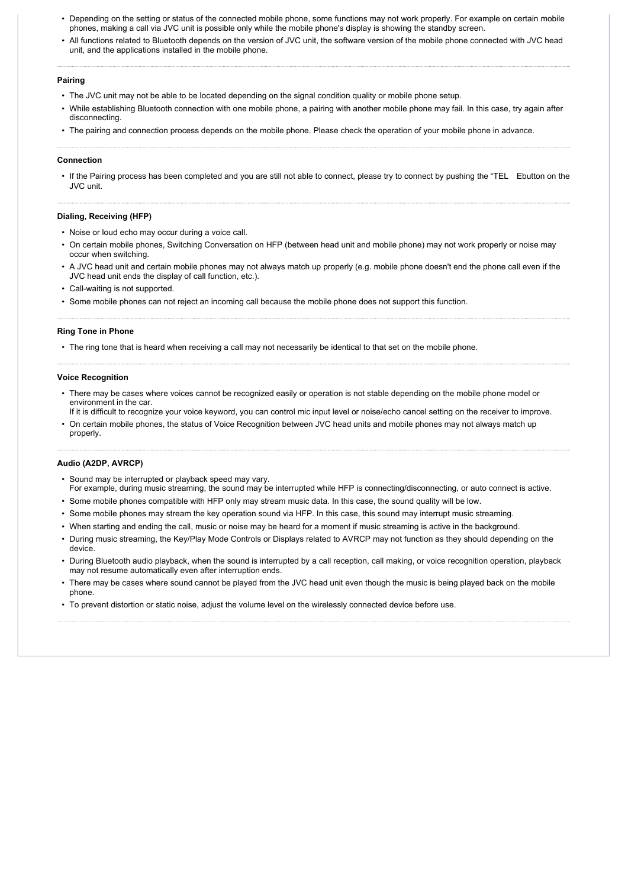- Depending on the setting or status of the connected mobile phone, some functions may not work properly. For example on certain mobile phones, making a call via JVC unit is possible only while the mobile phone's display is showing the standby screen.
- All functions related to Bluetooth depends on the version of JVC unit, the software version of the mobile phone connected with JVC head unit, and the applications installed in the mobile phone.

#### Pairing

- The JVC unit may not be able to be located depending on the signal condition quality or mobile phone setup.
- While establishing Bluetooth connection with one mobile phone, a pairing with another mobile phone may fail. In this case, try again after disconnecting.
- The pairing and connection process depends on the mobile phone. Please check the operation of your mobile phone in advance.

#### Connection

- If the Pairing process has been completed and you are still not able to connect, please try to connect by pushing the "TEL Ebutton on the JVC unit.

#### Dialing, Receiving (HFP)

- Noise or loud echo may occur during a voice call.
- On certain mobile phones, Switching Conversation on HFP (between head unit and mobile phone) may not work properly or noise may occur when switching.
- A JVC head unit and certain mobile phones may not always match up properly (e.g. mobile phone doesn't end the phone call even if the JVC head unit ends the display of call function, etc.).
- Call-waiting is not supported.
- Some mobile phones can not reject an incoming call because the mobile phone does not support this function.

#### Ring Tone in Phone

- The ring tone that is heard when receiving a call may not necessarily be identical to that set on the mobile phone.

#### Voice Recognition

- There may be cases where voices cannot be recognized easily or operation is not stable depending on the mobile phone model or environment in the car.
  If it is difficult to recognize your voice keyword, you can control mic input level or noise/echo cancel setting on the receiver to improve.
- On certain mobile phones, the status of Voice Recognition between JVC head units and mobile phones may not always match up properly.

#### Audio (A2DP, AVRCP)

- Sound may be interrupted or playback speed may vary.
  For example, during music streaming, the sound may be interrupted while HFP is connecting/disconnecting, or auto connect is active.
- Some mobile phones compatible with HFP only may stream music data. In this case, the sound quality will be low.
- Some mobile phones may stream the key operation sound via HFP. In this case, this sound may interrupt music streaming.
- When starting and ending the call, music or noise may be heard for a moment if music streaming is active in the background.
- During music streaming, the Key/Play Mode Controls or Displays related to AVRCP may not function as they should depending on the device.
- During Bluetooth audio playback, when the sound is interrupted by a call reception, call making, or voice recognition operation, playback may not resume automatically even after interruption ends.
- There may be cases where sound cannot be played from the JVC head unit even though the music is being played back on the mobile phone.
- To prevent distortion or static noise, adjust the volume level on the wirelessly connected device before use.